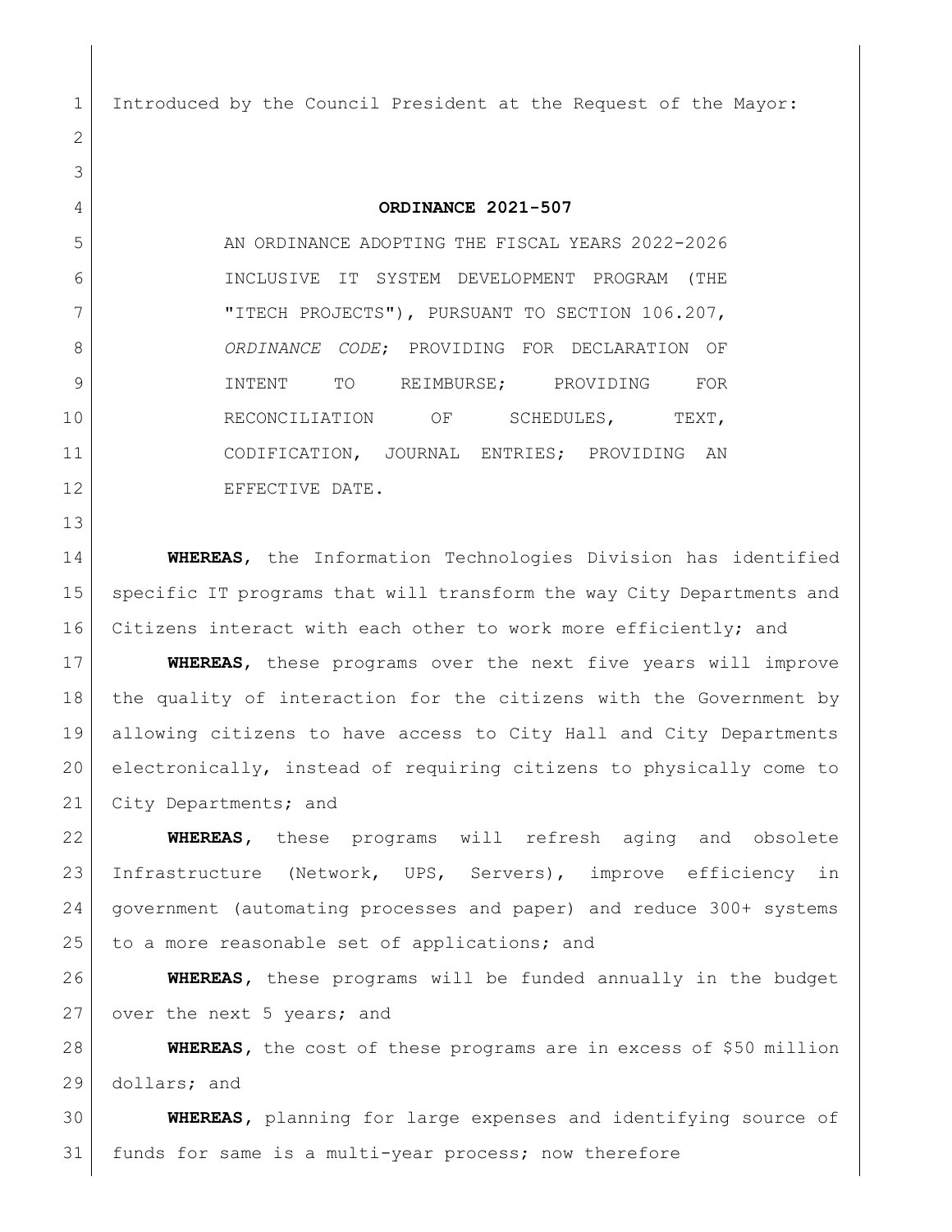Introduced by the Council President at the Request of the Mayor:

# ORDINANCE 2021-507

AN ORDINANCE ADOPTING THE FISCAL YEARS 2022-2026 INCLUSIVE IT SYSTEM DEVELOPMENT PROGRAM (THE "ITECH PROJECTS"), PURSUANT TO SECTION 106.207, *ORDINANCE CODE*; PROVIDING FOR DECLARATION OF INTENT TO REIMBURSE; PROVIDING FOR RECONCILIATION OF SCHEDULES, TEXT, CODIFICATION, JOURNAL ENTRIES; PROVIDING AN EFFECTIVE DATE.

**WHEREAS**, the Information Technologies Division has identified specific IT programs that will transform the way City Departments and Citizens interact with each other to work more efficiently; and

**WHEREAS**, these programs over the next five years will improve the quality of interaction for the citizens with the Government by allowing citizens to have access to City Hall and City Departments electronically, instead of requiring citizens to physically come to City Departments; and

**WHEREAS**, these programs will refresh aging and obsolete Infrastructure (Network, UPS, Servers), improve efficiency in government (automating processes and paper) and reduce 300+ systems to a more reasonable set of applications; and

**WHEREAS**, these programs will be funded annually in the budget over the next 5 years; and

**WHEREAS**, the cost of these programs are in excess of $50 million dollars; and

**WHEREAS**, planning for large expenses and identifying source of funds for same is a multi-year process; now therefore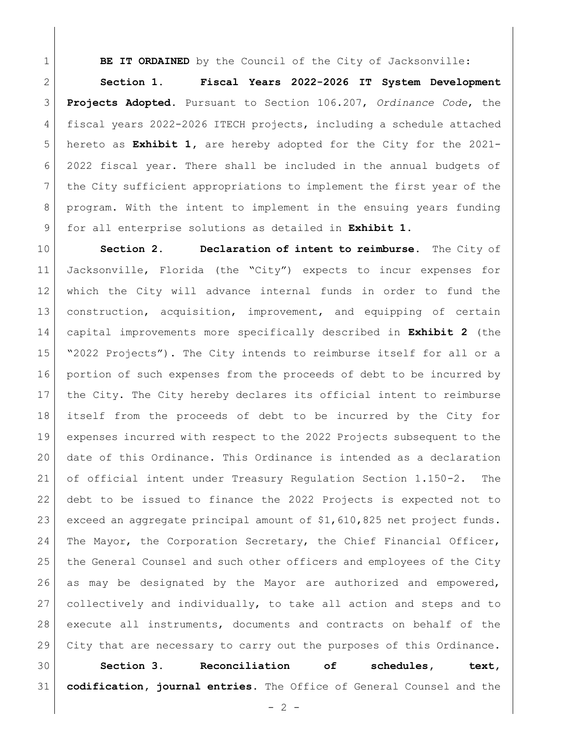**BE IT ORDAINED** by the Council of the City of Jacksonville:

**Section 1. Fiscal Years 2022-2026 IT System Development Projects Adopted.** Pursuant to Section 106.207, *Ordinance Code*, the fiscal years 2022-2026 ITECH projects, including a schedule attached hereto as **Exhibit 1**, are hereby adopted for the City for the 2021-2022 fiscal year. There shall be included in the annual budgets of the City sufficient appropriations to implement the first year of the program. With the intent to implement in the ensuing years funding for all enterprise solutions as detailed in **Exhibit 1**.

**Section 2. Declaration of intent to reimburse.** The City of Jacksonville, Florida (the "City") expects to incur expenses for which the City will advance internal funds in order to fund the construction, acquisition, improvement, and equipping of certain capital improvements more specifically described in **Exhibit 2** (the "2022 Projects"). The City intends to reimburse itself for all or a portion of such expenses from the proceeds of debt to be incurred by the City. The City hereby declares its official intent to reimburse itself from the proceeds of debt to be incurred by the City for expenses incurred with respect to the 2022 Projects subsequent to the date of this Ordinance. This Ordinance is intended as a declaration of official intent under Treasury Regulation Section 1.150-2. The debt to be issued to finance the 2022 Projects is expected not to exceed an aggregate principal amount of $1,610,825 net project funds. The Mayor, the Corporation Secretary, the Chief Financial Officer, the General Counsel and such other officers and employees of the City as may be designated by the Mayor are authorized and empowered, collectively and individually, to take all action and steps and to execute all instruments, documents and contracts on behalf of the City that are necessary to carry out the purposes of this Ordinance.

**Section 3. Reconciliation of schedules, text, codification, journal entries.** The Office of General Counsel and the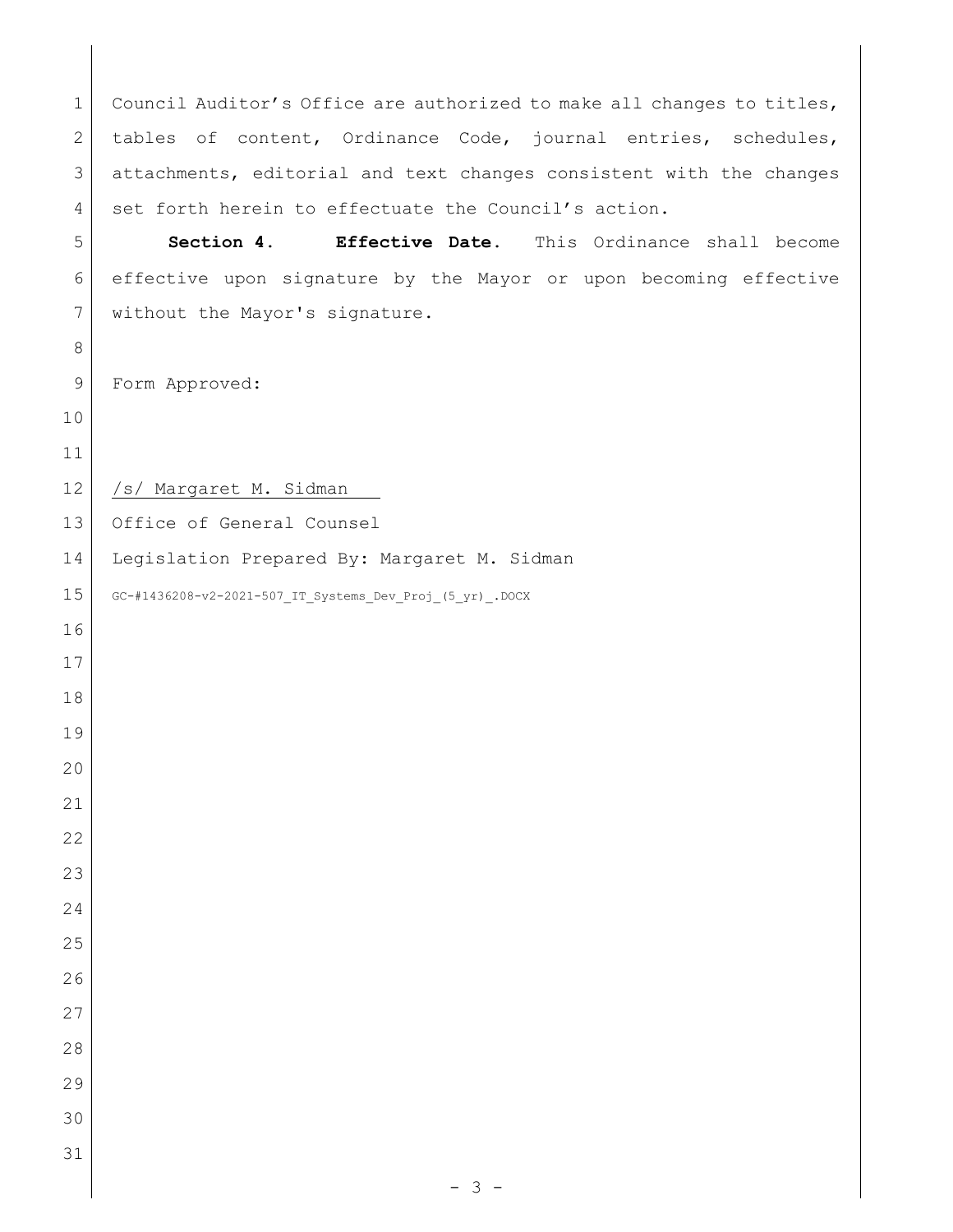Council Auditor's Office are authorized to make all changes to titles, tables of content, Ordinance Code, journal entries, schedules, attachments, editorial and text changes consistent with the changes set forth herein to effectuate the Council's action.

**Section 4. Effective Date.** This Ordinance shall become effective upon signature by the Mayor or upon becoming effective without the Mayor's signature.

Form Approved:

/s/ Margaret M. Sidman

Office of General Counsel

Legislation Prepared By: Margaret M. Sidman

GC-#1436208-v2-2021-507_IT_Systems_Dev_Proj_(5_yr)_.DOCX